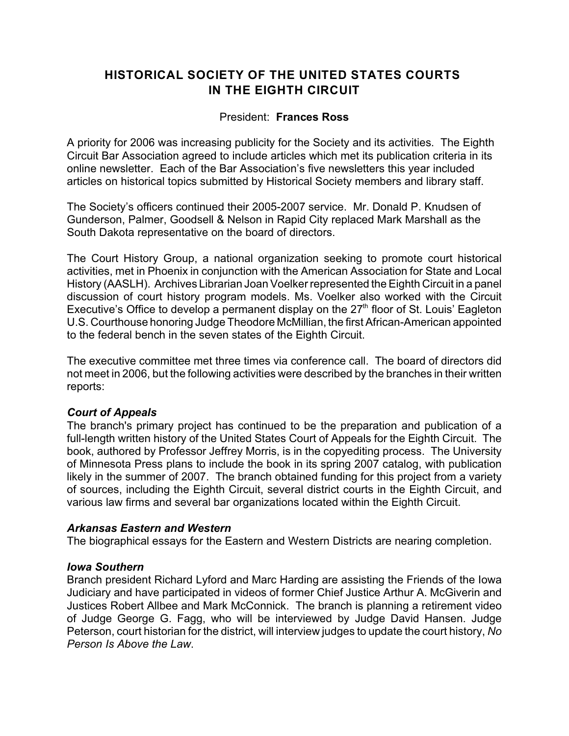# HISTORICAL SOCIETY OF THE UNITED STATES COURTS IN THE EIGHTH CIRCUIT

President: **Frances Ross**

A priority for 2006 was increasing publicity for the Society and its activities. The Eighth Circuit Bar Association agreed to include articles which met its publication criteria in its online newsletter. Each of the Bar Association's five newsletters this year included articles on historical topics submitted by Historical Society members and library staff.

The Society's officers continued their 2005-2007 service. Mr. Donald P. Knudsen of Gunderson, Palmer, Goodsell & Nelson in Rapid City replaced Mark Marshall as the South Dakota representative on the board of directors.

The Court History Group, a national organization seeking to promote court historical activities, met in Phoenix in conjunction with the American Association for State and Local History (AASLH). Archives Librarian Joan Voelker represented the Eighth Circuit in a panel discussion of court history program models. Ms. Voelker also worked with the Circuit Executive's Office to develop a permanent display on the 27th floor of St. Louis' Eagleton U.S. Courthouse honoring Judge Theodore McMillian, the first African-American appointed to the federal bench in the seven states of the Eighth Circuit.

The executive committee met three times via conference call. The board of directors did not meet in 2006, but the following activities were described by the branches in their written reports:

### *Court of Appeals*

The branch's primary project has continued to be the preparation and publication of a full-length written history of the United States Court of Appeals for the Eighth Circuit. The book, authored by Professor Jeffrey Morris, is in the copyediting process. The University of Minnesota Press plans to include the book in its spring 2007 catalog, with publication likely in the summer of 2007. The branch obtained funding for this project from a variety of sources, including the Eighth Circuit, several district courts in the Eighth Circuit, and various law firms and several bar organizations located within the Eighth Circuit.

### *Arkansas Eastern and Western*

The biographical essays for the Eastern and Western Districts are nearing completion.

### *Iowa Southern*

Branch president Richard Lyford and Marc Harding are assisting the Friends of the Iowa Judiciary and have participated in videos of former Chief Justice Arthur A. McGiverin and Justices Robert Allbee and Mark McConnick. The branch is planning a retirement video of Judge George G. Fagg, who will be interviewed by Judge David Hansen. Judge Peterson, court historian for the district, will interview judges to update the court history, *No Person Is Above the Law*.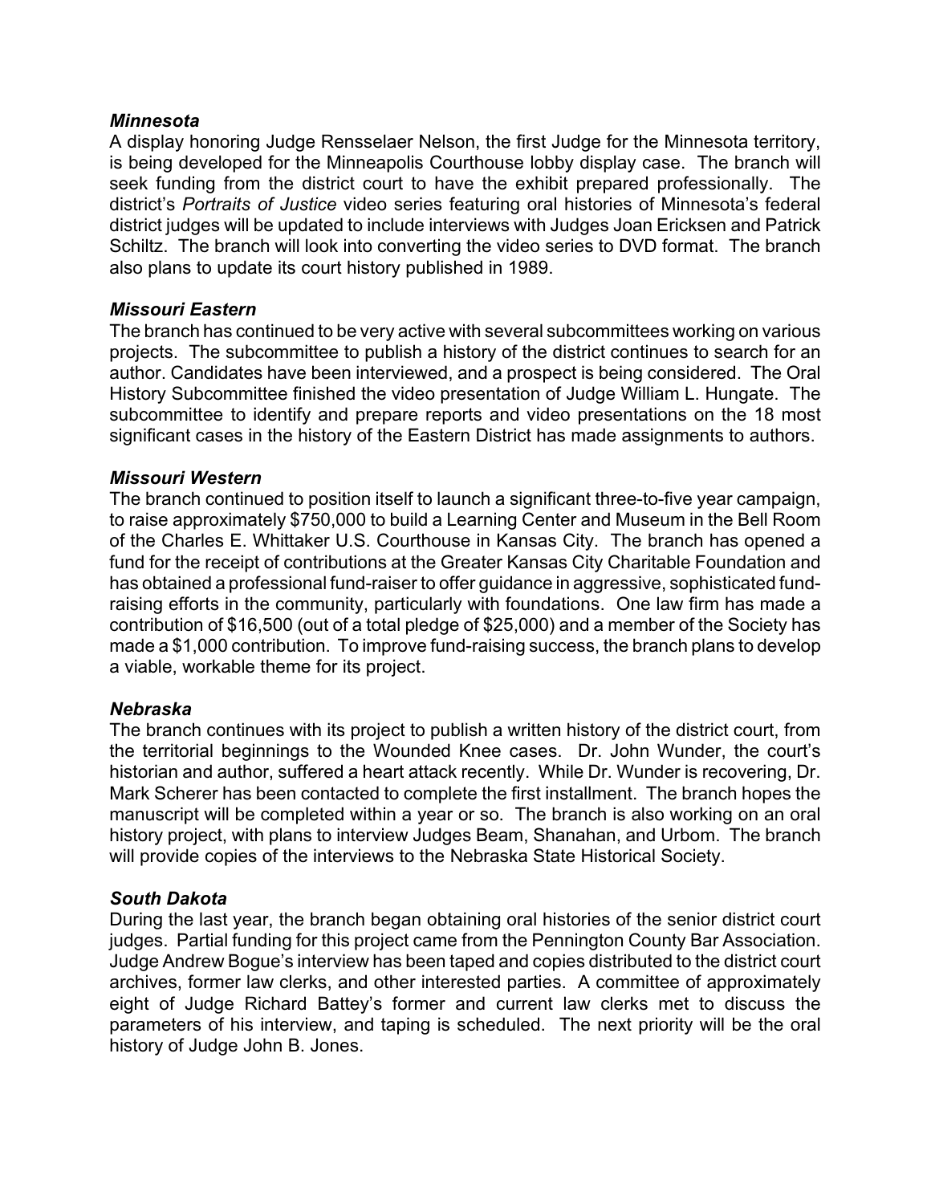### *Minnesota*

A display honoring Judge Rensselaer Nelson, the first Judge for the Minnesota territory, is being developed for the Minneapolis Courthouse lobby display case. The branch will seek funding from the district court to have the exhibit prepared professionally. The district's *Portraits of Justice* video series featuring oral histories of Minnesota's federal district judges will be updated to include interviews with Judges Joan Ericksen and Patrick Schiltz. The branch will look into converting the video series to DVD format. The branch also plans to update its court history published in 1989.

### *Missouri Eastern*

The branch has continued to be very active with several subcommittees working on various projects. The subcommittee to publish a history of the district continues to search for an author. Candidates have been interviewed, and a prospect is being considered. The Oral History Subcommittee finished the video presentation of Judge William L. Hungate. The subcommittee to identify and prepare reports and video presentations on the 18 most significant cases in the history of the Eastern District has made assignments to authors.

### *Missouri Western*

The branch continued to position itself to launch a significant three-to-five year campaign, to raise approximately $750,000 to build a Learning Center and Museum in the Bell Room of the Charles E. Whittaker U.S. Courthouse in Kansas City. The branch has opened a fund for the receipt of contributions at the Greater Kansas City Charitable Foundation and has obtained a professional fund-raiser to offer guidance in aggressive, sophisticated fund-raising efforts in the community, particularly with foundations. One law firm has made a contribution of $16,500 (out of a total pledge of $25,000) and a member of the Society has made a $1,000 contribution. To improve fund-raising success, the branch plans to develop a viable, workable theme for its project.

### *Nebraska*

The branch continues with its project to publish a written history of the district court, from the territorial beginnings to the Wounded Knee cases. Dr. John Wunder, the court's historian and author, suffered a heart attack recently. While Dr. Wunder is recovering, Dr. Mark Scherer has been contacted to complete the first installment. The branch hopes the manuscript will be completed within a year or so. The branch is also working on an oral history project, with plans to interview Judges Beam, Shanahan, and Urbom. The branch will provide copies of the interviews to the Nebraska State Historical Society.

### *South Dakota*

During the last year, the branch began obtaining oral histories of the senior district court judges. Partial funding for this project came from the Pennington County Bar Association. Judge Andrew Bogue's interview has been taped and copies distributed to the district court archives, former law clerks, and other interested parties. A committee of approximately eight of Judge Richard Battey's former and current law clerks met to discuss the parameters of his interview, and taping is scheduled. The next priority will be the oral history of Judge John B. Jones.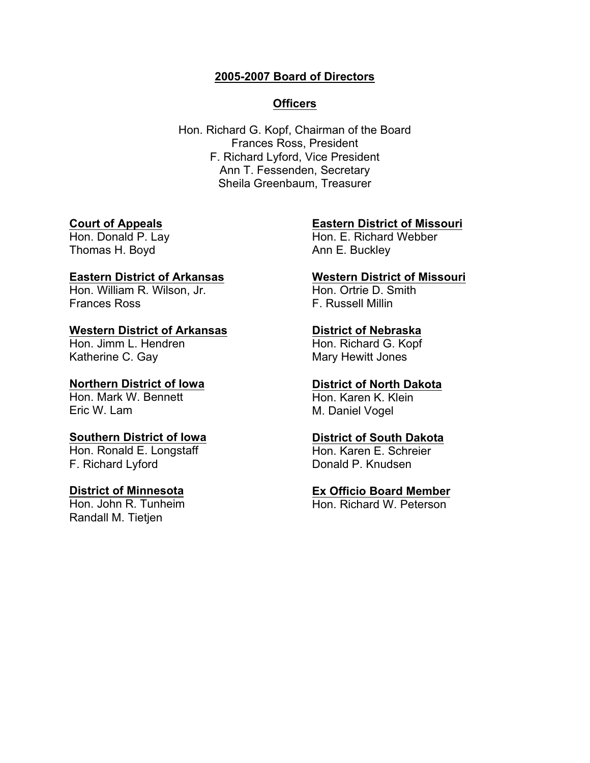## 2005-2007 Board of Directors

### Officers

Hon. Richard G. Kopf, Chairman of the Board
Frances Ross, President
F. Richard Lyford, Vice President
Ann T. Fessenden, Secretary
Sheila Greenbaum, Treasurer

**Court of Appeals**
Hon. Donald P. Lay
Thomas H. Boyd

**Eastern District of Arkansas**
Hon. William R. Wilson, Jr.
Frances Ross

**Western District of Arkansas**
Hon. Jimm L. Hendren
Katherine C. Gay

**Northern District of Iowa**
Hon. Mark W. Bennett
Eric W. Lam

**Southern District of Iowa**
Hon. Ronald E. Longstaff
F. Richard Lyford

**District of Minnesota**
Hon. John R. Tunheim
Randall M. Tietjen

**Eastern District of Missouri**
Hon. E. Richard Webber
Ann E. Buckley

**Western District of Missouri**
Hon. Ortrie D. Smith
F. Russell Millin

**District of Nebraska**
Hon. Richard G. Kopf
Mary Hewitt Jones

**District of North Dakota**
Hon. Karen K. Klein
M. Daniel Vogel

**District of South Dakota**
Hon. Karen E. Schreier
Donald P. Knudsen

**Ex Officio Board Member**
Hon. Richard W. Peterson